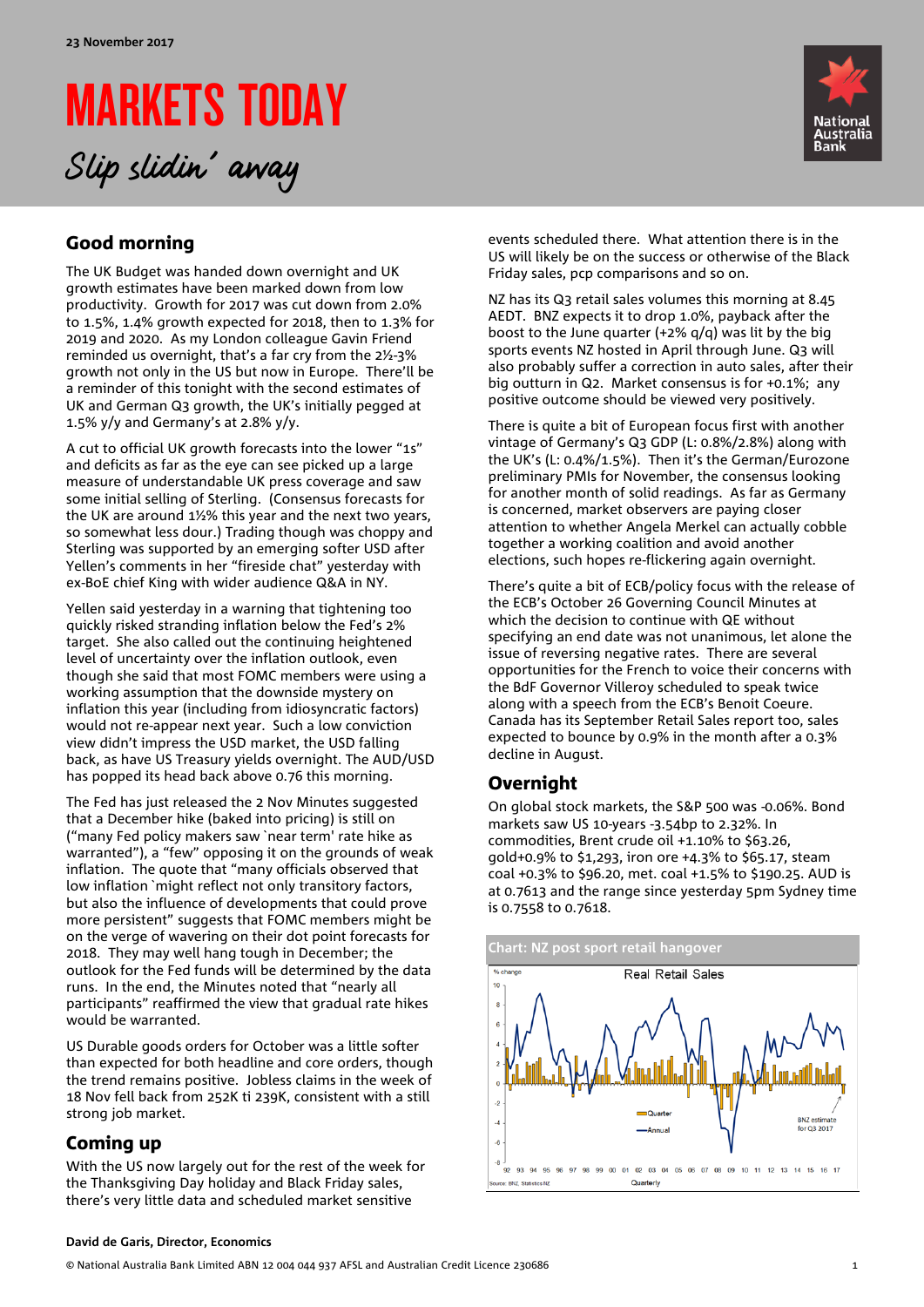23 November 2017

# MARKETS TODAY

*Slip slidin' away*

## Good morning

The UK Budget was handed down overnight and UK growth estimates have been marked down from low productivity. Growth for 2017 was cut down from 2.0% to 1.5%, 1.4% growth expected for 2018, then to 1.3% for 2019 and 2020. As my London colleague Gavin Friend reminded us overnight, that's a far cry from the 2½-3% growth not only in the US but now in Europe. There'll be a reminder of this tonight with the second estimates of UK and German Q3 growth, the UK's initially pegged at 1.5% y/y and Germany's at 2.8% y/y.

A cut to official UK growth forecasts into the lower "1s" and deficits as far as the eye can see picked up a large measure of understandable UK press coverage and saw some initial selling of Sterling. (Consensus forecasts for the UK are around 1½% this year and the next two years, so somewhat less dour.) Trading though was choppy and Sterling was supported by an emerging softer USD after Yellen's comments in her "fireside chat" yesterday with ex-BoE chief King with wider audience Q&A in NY.

Yellen said yesterday in a warning that tightening too quickly risked stranding inflation below the Fed's 2% target. She also called out the continuing heightened level of uncertainty over the inflation outlook, even though she said that most FOMC members were using a working assumption that the downside mystery on inflation this year (including from idiosyncratic factors) would not re-appear next year. Such a low conviction view didn't impress the USD market, the USD falling back, as have US Treasury yields overnight. The AUD/USD has popped its head back above 0.76 this morning.

The Fed has just released the 2 Nov Minutes suggested that a December hike (baked into pricing) is still on ("many Fed policy makers saw `near term' rate hike as warranted"), a "few" opposing it on the grounds of weak inflation. The quote that "many officials observed that low inflation `might reflect not only transitory factors, but also the influence of developments that could prove more persistent" suggests that FOMC members might be on the verge of wavering on their dot point forecasts for 2018. They may well hang tough in December; the outlook for the Fed funds will be determined by the data runs. In the end, the Minutes noted that "nearly all participants" reaffirmed the view that gradual rate hikes would be warranted.

US Durable goods orders for October was a little softer than expected for both headline and core orders, though the trend remains positive. Jobless claims in the week of 18 Nov fell back from 252K ti 239K, consistent with a still strong job market.

## Coming up

With the US now largely out for the rest of the week for the Thanksgiving Day holiday and Black Friday sales, there's very little data and scheduled market sensitive events scheduled there. What attention there is in the US will likely be on the success or otherwise of the Black Friday sales, pcp comparisons and so on.

NZ has its Q3 retail sales volumes this morning at 8.45 AEDT. BNZ expects it to drop 1.0%, payback after the boost to the June quarter (+2% q/q) was lit by the big sports events NZ hosted in April through June. Q3 will also probably suffer a correction in auto sales, after their big outturn in Q2. Market consensus is for +0.1%; any positive outcome should be viewed very positively.

There is quite a bit of European focus first with another vintage of Germany's Q3 GDP (L: 0.8%/2.8%) along with the UK's (L: 0.4%/1.5%). Then it's the German/Eurozone preliminary PMIs for November, the consensus looking for another month of solid readings. As far as Germany is concerned, market observers are paying closer attention to whether Angela Merkel can actually cobble together a working coalition and avoid another elections, such hopes re-flickering again overnight.

There's quite a bit of ECB/policy focus with the release of the ECB's October 26 Governing Council Minutes at which the decision to continue with QE without specifying an end date was not unanimous, let alone the issue of reversing negative rates. There are several opportunities for the French to voice their concerns with the BdF Governor Villeroy scheduled to speak twice along with a speech from the ECB's Benoit Coeure. Canada has its September Retail Sales report too, sales expected to bounce by 0.9% in the month after a 0.3% decline in August.

## Overnight

On global stock markets, the S&P 500 was -0.06%. Bond markets saw US 10-years -3.54bp to 2.32%. In commodities, Brent crude oil +1.10% to $63.26, gold+0.9% to $1,293, iron ore +4.3% to $65.17, steam coal +0.3% to $96.20, met. coal +1.5% to $190.25. AUD is at 0.7613 and the range since yesterday 5pm Sydney time is 0.7558 to 0.7618.

**Chart: NZ post sport retail hangover**

Real Retail Sales

Source: BNZ, Statistics NZ

**David de Garis, Director, Economics**

© National Australia Bank Limited ABN 12 004 044 937 AFSL and Australian Credit Licence 230686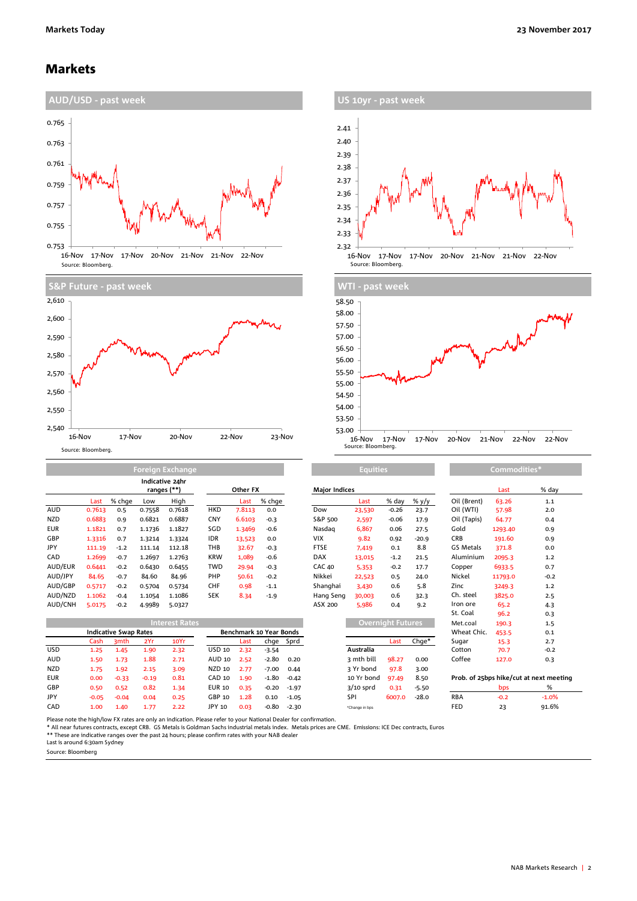# Markets

## AUD/USD - past week

Source: Bloomberg.

## US 10yr - past week

Source: Bloomberg.

## S&P Future - past week

Source: Bloomberg.

## WTI - past week

Source: Bloomberg.

### Foreign Exchange

| | | | Indicative 24hr ranges (**) | | | Other FX | |
|---|---|---|---|---|---|---|---|
| | Last | % chge | Low | High | | Last | % chge |
| AUD | 0.7613 | 0.5 | 0.7558 | 0.7618 | HKD | 7.8113 | 0.0 |
| NZD | 0.6883 | 0.9 | 0.6821 | 0.6887 | CNY | 6.6103 | -0.3 |
| EUR | 1.1821 | 0.7 | 1.1736 | 1.1827 | SGD | 1.3469 | -0.6 |
| GBP | 1.3316 | 0.7 | 1.3214 | 1.3324 | IDR | 13,523 | 0.0 |
| JPY | 111.19 | -1.2 | 111.14 | 112.18 | THB | 32.67 | -0.3 |
| CAD | 1.2699 | -0.7 | 1.2697 | 1.2763 | KRW | 1,089 | -0.6 |
| AUD/EUR | 0.6441 | -0.2 | 0.6430 | 0.6455 | TWD | 29.94 | -0.3 |
| AUD/JPY | 84.65 | -0.7 | 84.60 | 84.96 | PHP | 50.61 | -0.2 |
| AUD/GBP | 0.5717 | -0.2 | 0.5704 | 0.5734 | CHF | 0.98 | -1.1 |
| AUD/NZD | 1.1062 | -0.4 | 1.1054 | 1.1086 | SEK | 8.34 | -1.9 |
| AUD/CNH | 5.0175 | -0.2 | 4.9989 | 5.0327 | | | |

### Equities

| Major Indices | Last | % day | % y/y |
|---|---|---|---|
| Dow | 23,530 | -0.26 | 23.7 |
| S&P 500 | 2,597 | -0.06 | 17.9 |
| Nasdaq | 6,867 | 0.06 | 27.5 |
| VIX | 9.82 | 0.92 | -20.9 |
| FTSE | 7,419 | 0.1 | 8.8 |
| DAX | 13,015 | -1.2 | 21.5 |
| CAC 40 | 5,353 | -0.2 | 17.7 |
| Nikkei | 22,523 | 0.5 | 24.0 |
| Shanghai | 3,430 | 0.6 | 5.8 |
| Hang Seng | 30,003 | 0.6 | 32.3 |
| ASX 200 | 5,986 | 0.4 | 9.2 |

### Commodities*

| | Last | % day |
|---|---|---|
| Oil (Brent) | 63.26 | 1.1 |
| Oil (WTI) | 57.98 | 2.0 |
| Oil (Tapis) | 64.77 | 0.4 |
| Gold | 1293.40 | 0.9 |
| CRB | 191.60 | 0.9 |
| GS Metals | 371.8 | 0.0 |
| Aluminium | 2095.3 | 1.2 |
| Copper | 6933.5 | 0.7 |
| Nickel | 11793.0 | -0.2 |
| Zinc | 3249.3 | 1.2 |
| Ch. steel | 3825.0 | 2.5 |
| Iron ore | 65.2 | 4.3 |
| St. Coal | 96.2 | 0.3 |
| Met.coal | 190.3 | 1.5 |
| Wheat Chic. | 453.5 | 0.1 |
| Sugar | 15.3 | 2.7 |
| Cotton | 70.7 | -0.2 |
| Coffee | 127.0 | 0.3 |

### Interest Rates

| Indicative Swap Rates | | | | | Benchmark 10 Year Bonds | | | |
|---|---|---|---|---|---|---|---|---|
| | Cash | 3mth | 2Yr | 10Yr | | Last | chge | Sprd |
| USD | 1.25 | 1.45 | 1.90 | 2.32 | USD 10 | 2.32 | -3.54 | |
| AUD | 1.50 | 1.73 | 1.88 | 2.71 | AUD 10 | 2.52 | -2.80 | 0.20 |
| NZD | 1.75 | 1.92 | 2.15 | 3.09 | NZD 10 | 2.77 | -7.00 | 0.44 |
| EUR | 0.00 | -0.33 | -0.19 | 0.81 | CAD 10 | 1.90 | -1.80 | -0.42 |
| GBP | 0.50 | 0.52 | 0.82 | 1.34 | EUR 10 | 0.35 | -0.20 | -1.97 |
| JPY | -0.05 | -0.04 | 0.04 | 0.25 | GBP 10 | 1.28 | 0.10 | -1.05 |
| CAD | 1.00 | 1.40 | 1.77 | 2.22 | JPY 10 | 0.03 | -0.80 | -2.30 |

### Overnight Futures

| | Last | Chge* |
|---|---|---|
| **Australia** | | |
| 3 mth bill | 98.27 | 0.00 |
| 3 Yr bond | 97.8 | 3.00 |
| 10 Yr bond | 97.49 | 8.50 |
| 3/10 sprd | 0.31 | -5.50 |
| SPI | 6007.0 | -28.0 |

*Change in bps

### Prob. of 25bps hike/cut at next meeting

| | bps | % |
|---|---|---|
| RBA | -0.2 | -1.0% |
| FED | 23 | 91.6% |

Please note the high/low FX rates are only an indication. Please refer to your National Dealer for confirmation.
* All near futures contracts, except CRB. GS Metals is Goldman Sachs industrial metals index. Metals prices are CME. Emissions: ICE Dec contracts, Euros
** These are indicative ranges over the past 24 hours; please confirm rates with your NAB dealer
Last is around 6:30am Sydney
Source: Bloomberg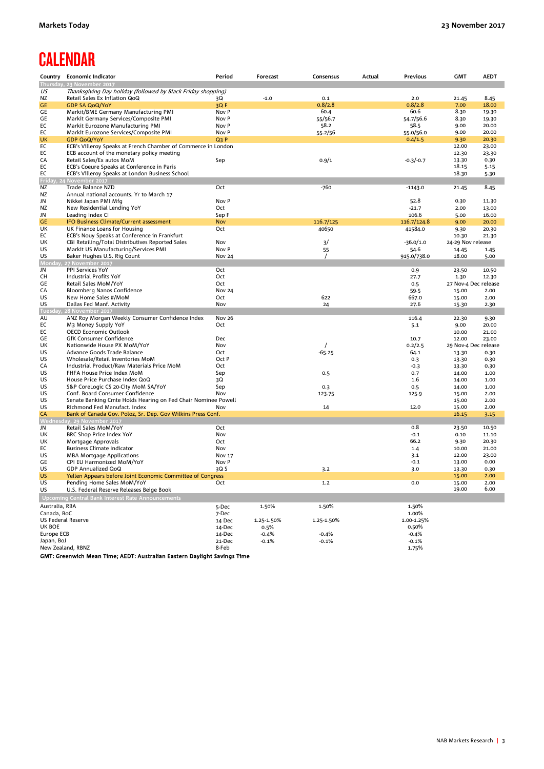# CALENDAR

| Country | Economic Indicator | Period | Forecast | Consensus | Actual | Previous | GMT | AEDT |
|---|---|---|---|---|---|---|---|---|
| **Thursday, 23 November 2017** | | | | | | | | |
| *US* | *Thanksgiving Day holiday (followed by Black Friday shopping)* | | | | | | | |
| NZ | Retail Sales Ex Inflation QoQ | 3Q | -1.0 | 0.1 | | 2.0 | 21.45 | 8.45 |
| GE | GDP SA QoQ/YoY | 3Q F | | 0.8/2.8 | | 0.8/2.8 | 7.00 | 18.00 |
| GE | Markit/BME Germany Manufacturing PMI | Nov P | | 60.4 | | 60.6 | 8.30 | 19.30 |
| GE | Markit Germany Services/Composite PMI | Nov P | | 55/56.7 | | 54.7/56.6 | 8.30 | 19.30 |
| EC | Markit Eurozone Manufacturing PMI | Nov P | | 58.2 | | 58.5 | 9.00 | 20.00 |
| EC | Markit Eurozone Services/Composite PMI | Nov P | | 55.2/56 | | 55.0/56.0 | 9.00 | 20.00 |
| UK | GDP QoQ/YoY | Q3 P | | | | 0.4/1.5 | 9.30 | 20.30 |
| EC | ECB's Villeroy Speaks at French Chamber of Commerce in London | | | | | | 12.00 | 23.00 |
| EC | ECB account of the monetary policy meeting | | | | | | 12.30 | 23.30 |
| CA | Retail Sales/Ex autos MoM | Sep | | 0.9/1 | | -0.3/-0.7 | 13.30 | 0.30 |
| EC | ECB's Coeure Speaks at Conference in Paris | | | | | | 18.15 | 5.15 |
| EC | ECB's Villeroy Speaks at London Business School | | | | | | 18.30 | 5.30 |
| **Friday, 24 November 2017** | | | | | | | | |
| NZ | Trade Balance NZD | Oct | | -760 | | -1143.0 | 21.45 | 8.45 |
| NZ | Annual national accounts. Yr to March 17 | | | | | | | |
| JN | Nikkei Japan PMI Mfg | Nov P | | | | 52.8 | 0.30 | 11.30 |
| NZ | New Residential Lending YoY | Oct | | | | -21.7 | 2.00 | 13.00 |
| JN | Leading Index CI | Sep F | | | | 106.6 | 5.00 | 16.00 |
| GE | IFO Business Climate/Current assessment | Nov | | 116.7/125 | | 116.7/124.8 | 9.00 | 20.00 |
| UK | UK Finance Loans for Housing | Oct | | 40650 | | 41584.0 | 9.30 | 20.30 |
| EC | ECB's Nouy Speaks at Conference in Frankfurt | | | | | | 10.30 | 21.30 |
| UK | CBI Retailing/Total Distributives Reported Sales | Nov | | 3/ | | -36.0/1.0 | 24-29 Nov release | |
| US | Markit US Manufacturing/Services PMI | Nov P | | 55 | | 54.6 | 14.45 | 1.45 |
| US | Baker Hughes U.S. Rig Count | Nov 24 | | / | | 915.0/738.0 | 18.00 | 5.00 |
| **Monday, 27 November 2017** | | | | | | | | |
| JN | PPI Services YoY | Oct | | | | 0.9 | 23.50 | 10.50 |
| CH | Industrial Profits YoY | Oct | | | | 27.7 | 1.30 | 12.30 |
| GE | Retail Sales MoM/YoY | Oct | | | | 0.5 | 27 Nov-4 Dec release | |
| CA | Bloomberg Nanos Confidence | Nov 24 | | | | 59.5 | 15.00 | 2.00 |
| US | New Home Sales #/MoM | Oct | | 622 | | 667.0 | 15.00 | 2.00 |
| US | Dallas Fed Manf. Activity | Nov | | 24 | | 27.6 | 15.30 | 2.30 |
| **Tuesday, 28 November 2017** | | | | | | | | |
| AU | ANZ Roy Morgan Weekly Consumer Confidence Index | Nov 26 | | | | 116.4 | 22.30 | 9.30 |
| EC | M3 Money Supply YoY | Oct | | | | 5.1 | 9.00 | 20.00 |
| EC | OECD Economic Outlook | | | | | | 10.00 | 21.00 |
| GE | GfK Consumer Confidence | Dec | | | | 10.7 | 12.00 | 23.00 |
| UK | Nationwide House PX MoM/YoY | Nov | | / | | 0.2/2.5 | 29 Nov-4 Dec release | |
| US | Advance Goods Trade Balance | Oct | | -65.25 | | 64.1 | 13.30 | 0.30 |
| US | Wholesale/Retail Inventories MoM | Oct P | | | | 0.3 | 13.30 | 0.30 |
| CA | Industrial Product/Raw Materials Price MoM | Oct | | | | -0.3 | 13.30 | 0.30 |
| US | FHFA House Price Index MoM | Sep | | 0.5 | | 0.7 | 14.00 | 1.00 |
| US | House Price Purchase Index QoQ | 3Q | | | | 1.6 | 14.00 | 1.00 |
| US | S&P CoreLogic CS 20-City MoM SA/YoY | Sep | | 0.3 | | 0.5 | 14.00 | 1.00 |
| US | Conf. Board Consumer Confidence | Nov | | 123.75 | | 125.9 | 15.00 | 2.00 |
| US | Senate Banking Cmte Holds Hearing on Fed Chair Nominee Powell | | | | | | 15.00 | 2.00 |
| US | Richmond Fed Manufact. Index | Nov | | 14 | | 12.0 | 15.00 | 2.00 |
| CA | Bank of Canada Gov. Poloz, Sr. Dep. Gov Wilkins Press Conf. | | | | | | 16.15 | 3.15 |
| **Wednesday, 29 November 2017** | | | | | | | | |
| JN | Retail Sales MoM/YoY | Oct | | | | 0.8 | 23.50 | 10.50 |
| UK | BRC Shop Price Index YoY | Nov | | | | -0.1 | 0.10 | 11.10 |
| UK | Mortgage Approvals | Oct | | | | 66.2 | 9.30 | 20.30 |
| EC | Business Climate Indicator | Nov | | | | 1.4 | 10.00 | 21.00 |
| US | MBA Mortgage Applications | Nov 17 | | | | 3.1 | 12.00 | 23.00 |
| GE | CPI EU Harmonized MoM/YoY | Nov P | | | | -0.1 | 13.00 | 0.00 |
| US | GDP Annualized QoQ | 3Q S | | 3.2 | | 3.0 | 13.30 | 0.30 |
| US | Yellen Appears before Joint Economic Committee of Congress | | | | | | 15.00 | 2.00 |
| US | Pending Home Sales MoM/YoY | Oct | | 1.2 | | 0.0 | 15.00 | 2.00 |
| US | U.S. Federal Reserve Releases Beige Book | | | | | | 19.00 | 6.00 |
| **Upcoming Central Bank Interest Rate Announcements** | | | | | | | | |
| Australia, RBA | | 5-Dec | 1.50% | 1.50% | | 1.50% | | |
| Canada, BoC | | 7-Dec | | | | 1.00% | | |
| US Federal Reserve | | 14 Dec | 1.25-1.50% | 1.25-1.50% | | 1.00-1.25% | | |
| UK BOE | | 14-Dec | 0.5% | | | 0.50% | | |
| Europe ECB | | 14-Dec | -0.4% | -0.4% | | -0.4% | | |
| Japan, BoJ | | 21-Dec | -0.1% | -0.1% | | -0.1% | | |
| New Zealand, RBNZ | | 8-Feb | | | | 1.75% | | |

**GMT: Greenwich Mean Time; AEDT: Australian Eastern Daylight Savings Time**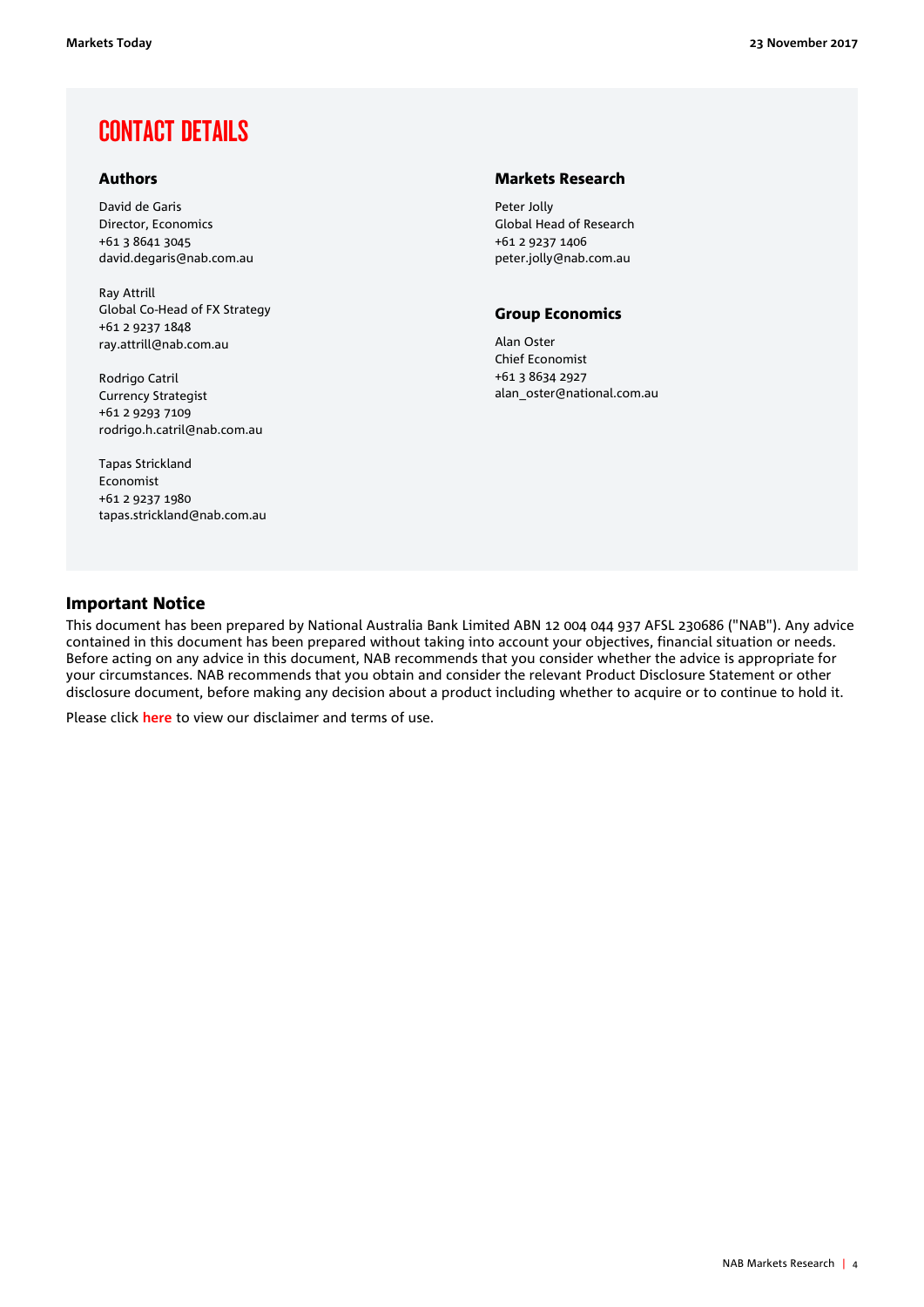# CONTACT DETAILS

## Authors

David de Garis
Director, Economics
+61 3 8641 3045
david.degaris@nab.com.au

Ray Attrill
Global Co-Head of FX Strategy
+61 2 9237 1848
ray.attrill@nab.com.au

Rodrigo Catril
Currency Strategist
+61 2 9293 7109
rodrigo.h.catril@nab.com.au

Tapas Strickland
Economist
+61 2 9237 1980
tapas.strickland@nab.com.au

## Markets Research

Peter Jolly
Global Head of Research
+61 2 9237 1406
peter.jolly@nab.com.au

## Group Economics

Alan Oster
Chief Economist
+61 3 8634 2927
alan_oster@national.com.au

## Important Notice

This document has been prepared by National Australia Bank Limited ABN 12 004 044 937 AFSL 230686 ("NAB"). Any advice contained in this document has been prepared without taking into account your objectives, financial situation or needs. Before acting on any advice in this document, NAB recommends that you consider whether the advice is appropriate for your circumstances. NAB recommends that you obtain and consider the relevant Product Disclosure Statement or other disclosure document, before making any decision about a product including whether to acquire or to continue to hold it.

Please click **here** to view our disclaimer and terms of use.